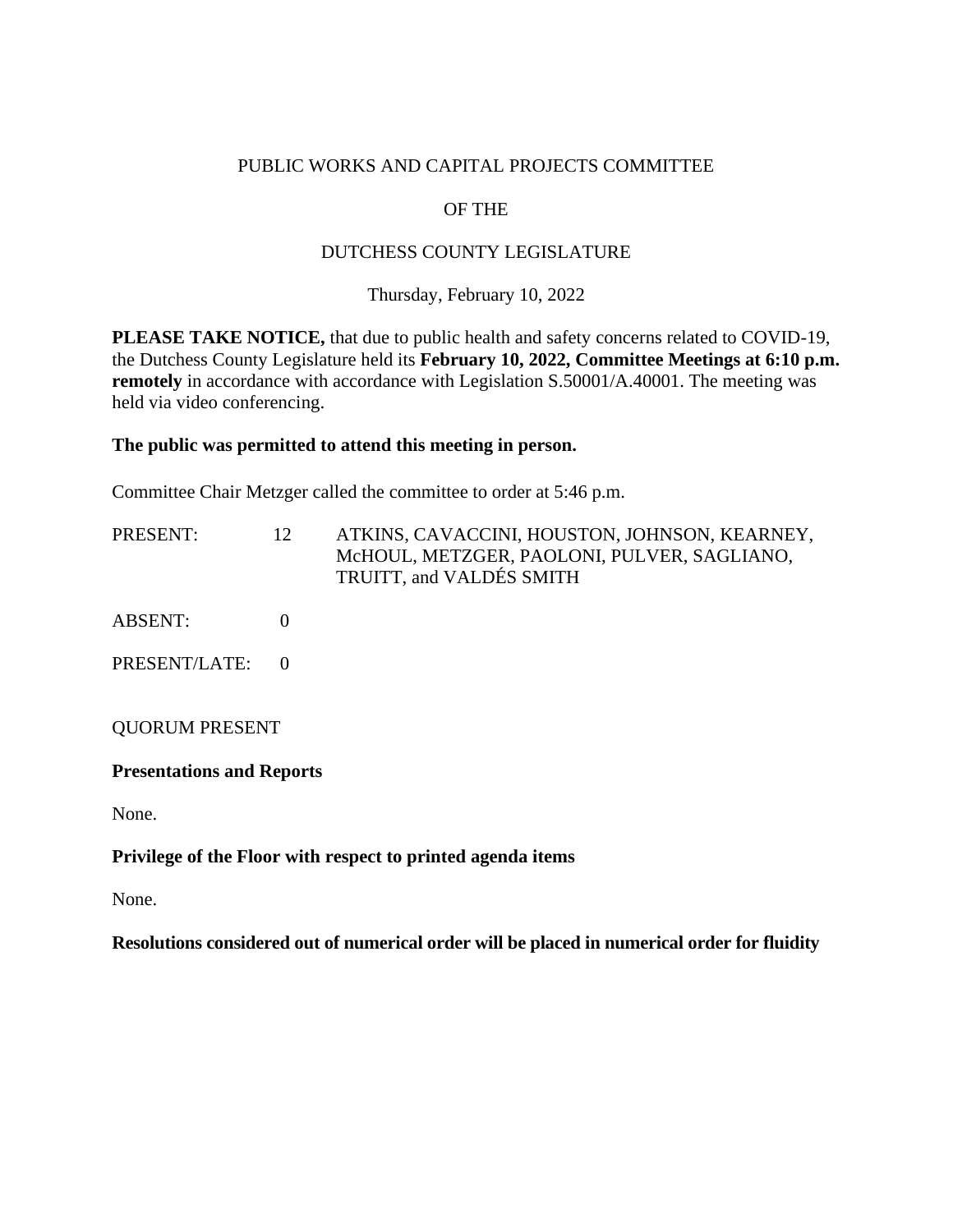PUBLIC WORKS AND CAPITAL PROJECTS COMMITTEE

OF THE

DUTCHESS COUNTY LEGISLATURE

Thursday, February 10, 2022

**PLEASE TAKE NOTICE,** that due to public health and safety concerns related to COVID-19, the Dutchess County Legislature held its **February 10, 2022, Committee Meetings at 6:10 p.m. remotely** in accordance with accordance with Legislation S.50001/A.40001. The meeting was held via video conferencing.

**The public was permitted to attend this meeting in person.**

Committee Chair Metzger called the committee to order at 5:46 p.m.

| | | |
|---|---|---|
| PRESENT: | 12 | ATKINS, CAVACCINI, HOUSTON, JOHNSON, KEARNEY, McHOUL, METZGER, PAOLONI, PULVER, SAGLIANO, TRUITT, and VALDÉS SMITH |
| ABSENT: | 0 | |
| PRESENT/LATE: | 0 | |

QUORUM PRESENT

**Presentations and Reports**

None.

**Privilege of the Floor with respect to printed agenda items**

None.

**Resolutions considered out of numerical order will be placed in numerical order for fluidity**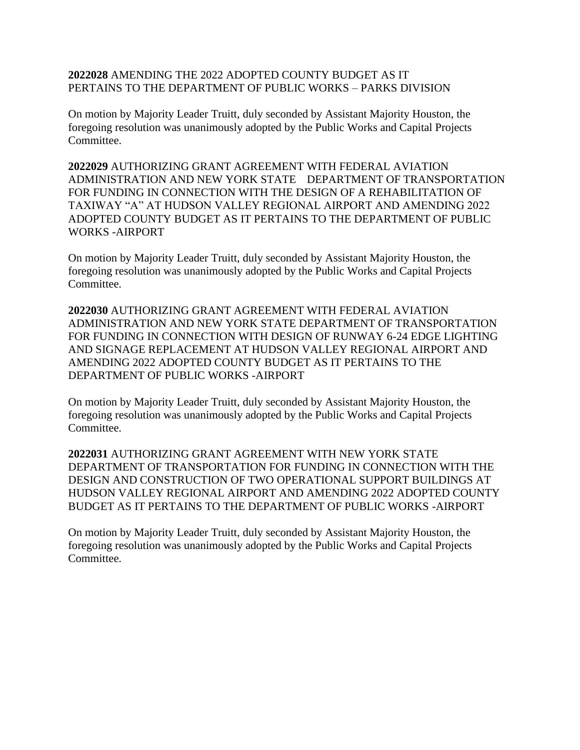**2022028** AMENDING THE 2022 ADOPTED COUNTY BUDGET AS IT PERTAINS TO THE DEPARTMENT OF PUBLIC WORKS – PARKS DIVISION

On motion by Majority Leader Truitt, duly seconded by Assistant Majority Houston, the foregoing resolution was unanimously adopted by the Public Works and Capital Projects Committee.

**2022029** AUTHORIZING GRANT AGREEMENT WITH FEDERAL AVIATION ADMINISTRATION AND NEW YORK STATE DEPARTMENT OF TRANSPORTATION FOR FUNDING IN CONNECTION WITH THE DESIGN OF A REHABILITATION OF TAXIWAY "A" AT HUDSON VALLEY REGIONAL AIRPORT AND AMENDING 2022 ADOPTED COUNTY BUDGET AS IT PERTAINS TO THE DEPARTMENT OF PUBLIC WORKS -AIRPORT

On motion by Majority Leader Truitt, duly seconded by Assistant Majority Houston, the foregoing resolution was unanimously adopted by the Public Works and Capital Projects Committee.

**2022030** AUTHORIZING GRANT AGREEMENT WITH FEDERAL AVIATION ADMINISTRATION AND NEW YORK STATE DEPARTMENT OF TRANSPORTATION FOR FUNDING IN CONNECTION WITH DESIGN OF RUNWAY 6-24 EDGE LIGHTING AND SIGNAGE REPLACEMENT AT HUDSON VALLEY REGIONAL AIRPORT AND AMENDING 2022 ADOPTED COUNTY BUDGET AS IT PERTAINS TO THE DEPARTMENT OF PUBLIC WORKS -AIRPORT

On motion by Majority Leader Truitt, duly seconded by Assistant Majority Houston, the foregoing resolution was unanimously adopted by the Public Works and Capital Projects Committee.

**2022031** AUTHORIZING GRANT AGREEMENT WITH NEW YORK STATE DEPARTMENT OF TRANSPORTATION FOR FUNDING IN CONNECTION WITH THE DESIGN AND CONSTRUCTION OF TWO OPERATIONAL SUPPORT BUILDINGS AT HUDSON VALLEY REGIONAL AIRPORT AND AMENDING 2022 ADOPTED COUNTY BUDGET AS IT PERTAINS TO THE DEPARTMENT OF PUBLIC WORKS -AIRPORT

On motion by Majority Leader Truitt, duly seconded by Assistant Majority Houston, the foregoing resolution was unanimously adopted by the Public Works and Capital Projects Committee.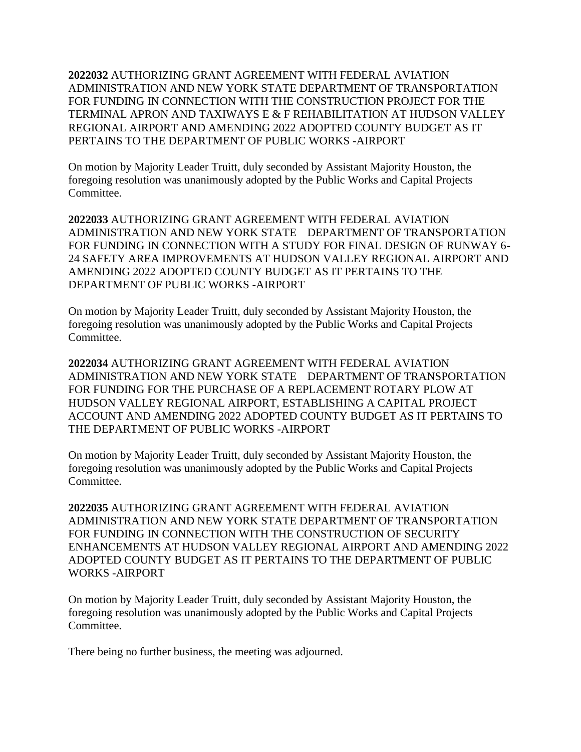**2022032** AUTHORIZING GRANT AGREEMENT WITH FEDERAL AVIATION ADMINISTRATION AND NEW YORK STATE DEPARTMENT OF TRANSPORTATION FOR FUNDING IN CONNECTION WITH THE CONSTRUCTION PROJECT FOR THE TERMINAL APRON AND TAXIWAYS E & F REHABILITATION AT HUDSON VALLEY REGIONAL AIRPORT AND AMENDING 2022 ADOPTED COUNTY BUDGET AS IT PERTAINS TO THE DEPARTMENT OF PUBLIC WORKS -AIRPORT

On motion by Majority Leader Truitt, duly seconded by Assistant Majority Houston, the foregoing resolution was unanimously adopted by the Public Works and Capital Projects Committee.

**2022033** AUTHORIZING GRANT AGREEMENT WITH FEDERAL AVIATION ADMINISTRATION AND NEW YORK STATE DEPARTMENT OF TRANSPORTATION FOR FUNDING IN CONNECTION WITH A STUDY FOR FINAL DESIGN OF RUNWAY 6-24 SAFETY AREA IMPROVEMENTS AT HUDSON VALLEY REGIONAL AIRPORT AND AMENDING 2022 ADOPTED COUNTY BUDGET AS IT PERTAINS TO THE DEPARTMENT OF PUBLIC WORKS -AIRPORT

On motion by Majority Leader Truitt, duly seconded by Assistant Majority Houston, the foregoing resolution was unanimously adopted by the Public Works and Capital Projects Committee.

**2022034** AUTHORIZING GRANT AGREEMENT WITH FEDERAL AVIATION ADMINISTRATION AND NEW YORK STATE DEPARTMENT OF TRANSPORTATION FOR FUNDING FOR THE PURCHASE OF A REPLACEMENT ROTARY PLOW AT HUDSON VALLEY REGIONAL AIRPORT, ESTABLISHING A CAPITAL PROJECT ACCOUNT AND AMENDING 2022 ADOPTED COUNTY BUDGET AS IT PERTAINS TO THE DEPARTMENT OF PUBLIC WORKS -AIRPORT

On motion by Majority Leader Truitt, duly seconded by Assistant Majority Houston, the foregoing resolution was unanimously adopted by the Public Works and Capital Projects Committee.

**2022035** AUTHORIZING GRANT AGREEMENT WITH FEDERAL AVIATION ADMINISTRATION AND NEW YORK STATE DEPARTMENT OF TRANSPORTATION FOR FUNDING IN CONNECTION WITH THE CONSTRUCTION OF SECURITY ENHANCEMENTS AT HUDSON VALLEY REGIONAL AIRPORT AND AMENDING 2022 ADOPTED COUNTY BUDGET AS IT PERTAINS TO THE DEPARTMENT OF PUBLIC WORKS -AIRPORT

On motion by Majority Leader Truitt, duly seconded by Assistant Majority Houston, the foregoing resolution was unanimously adopted by the Public Works and Capital Projects Committee.

There being no further business, the meeting was adjourned.